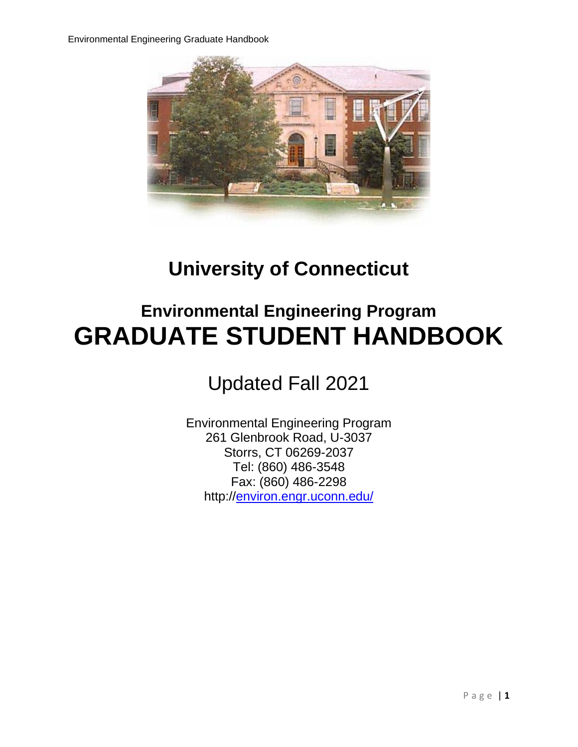# University of Connecticut

## Environmental Engineering Program

# GRADUATE STUDENT HANDBOOK

Updated Fall 2021

Environmental Engineering Program
261 Glenbrook Road, U-3037
Storrs, CT 06269-2037
Tel: (860) 486-3548
Fax: (860) 486-2298
http://environ.engr.uconn.edu/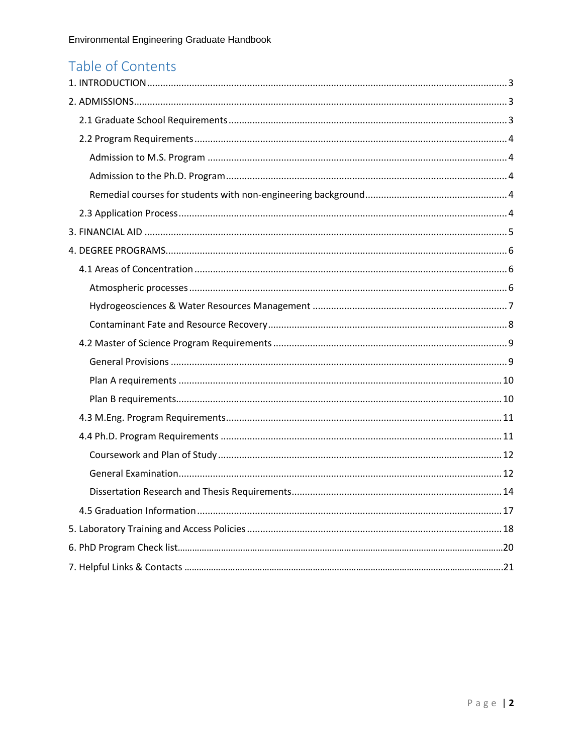# Table of Contents

1. INTRODUCTION ..... 3
2. ADMISSIONS ..... 3
   - 2.1 Graduate School Requirements ..... 3
   - 2.2 Program Requirements ..... 4
     - Admission to M.S. Program ..... 4
     - Admission to the Ph.D. Program ..... 4
     - Remedial courses for students with non-engineering background ..... 4
   - 2.3 Application Process ..... 4
3. FINANCIAL AID ..... 5
4. DEGREE PROGRAMS ..... 6
   - 4.1 Areas of Concentration ..... 6
     - Atmospheric processes ..... 6
     - Hydrogeosciences & Water Resources Management ..... 7
     - Contaminant Fate and Resource Recovery ..... 8
   - 4.2 Master of Science Program Requirements ..... 9
     - General Provisions ..... 9
     - Plan A requirements ..... 10
     - Plan B requirements ..... 10
   - 4.3 M.Eng. Program Requirements ..... 11
   - 4.4 Ph.D. Program Requirements ..... 11
     - Coursework and Plan of Study ..... 12
     - General Examination ..... 12
     - Dissertation Research and Thesis Requirements ..... 14
   - 4.5 Graduation Information ..... 17
5. Laboratory Training and Access Policies ..... 18
6. PhD Program Check list ..... 20
7. Helpful Links & Contacts ..... 21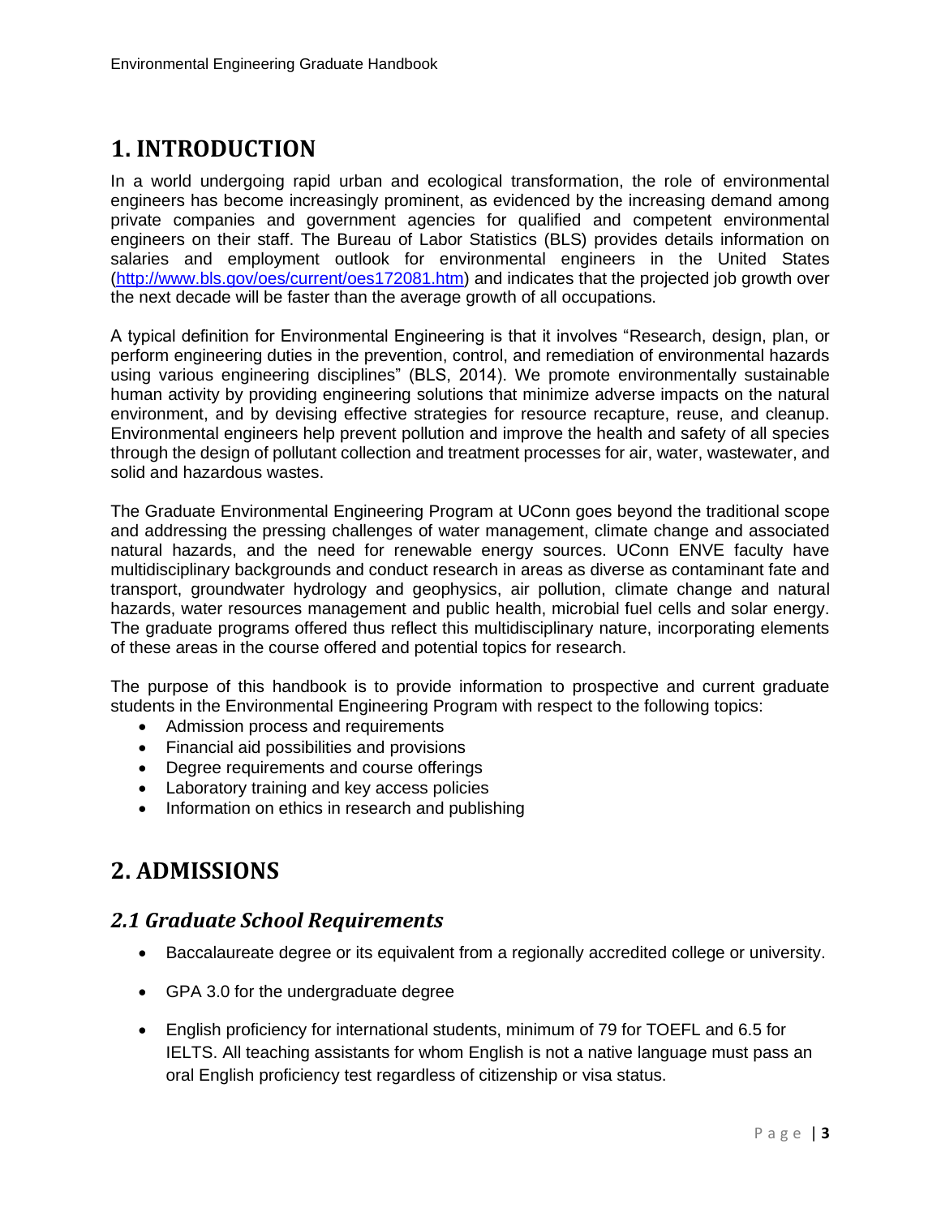# 1. INTRODUCTION

In a world undergoing rapid urban and ecological transformation, the role of environmental engineers has become increasingly prominent, as evidenced by the increasing demand among private companies and government agencies for qualified and competent environmental engineers on their staff. The Bureau of Labor Statistics (BLS) provides details information on salaries and employment outlook for environmental engineers in the United States (http://www.bls.gov/oes/current/oes172081.htm) and indicates that the projected job growth over the next decade will be faster than the average growth of all occupations.

A typical definition for Environmental Engineering is that it involves "Research, design, plan, or perform engineering duties in the prevention, control, and remediation of environmental hazards using various engineering disciplines" (BLS, 2014). We promote environmentally sustainable human activity by providing engineering solutions that minimize adverse impacts on the natural environment, and by devising effective strategies for resource recapture, reuse, and cleanup. Environmental engineers help prevent pollution and improve the health and safety of all species through the design of pollutant collection and treatment processes for air, water, wastewater, and solid and hazardous wastes.

The Graduate Environmental Engineering Program at UConn goes beyond the traditional scope and addressing the pressing challenges of water management, climate change and associated natural hazards, and the need for renewable energy sources. UConn ENVE faculty have multidisciplinary backgrounds and conduct research in areas as diverse as contaminant fate and transport, groundwater hydrology and geophysics, air pollution, climate change and natural hazards, water resources management and public health, microbial fuel cells and solar energy. The graduate programs offered thus reflect this multidisciplinary nature, incorporating elements of these areas in the course offered and potential topics for research.

The purpose of this handbook is to provide information to prospective and current graduate students in the Environmental Engineering Program with respect to the following topics:

- Admission process and requirements
- Financial aid possibilities and provisions
- Degree requirements and course offerings
- Laboratory training and key access policies
- Information on ethics in research and publishing

# 2. ADMISSIONS

## *2.1 Graduate School Requirements*

- Baccalaureate degree or its equivalent from a regionally accredited college or university.
- GPA 3.0 for the undergraduate degree
- English proficiency for international students, minimum of 79 for TOEFL and 6.5 for IELTS. All teaching assistants for whom English is not a native language must pass an oral English proficiency test regardless of citizenship or visa status.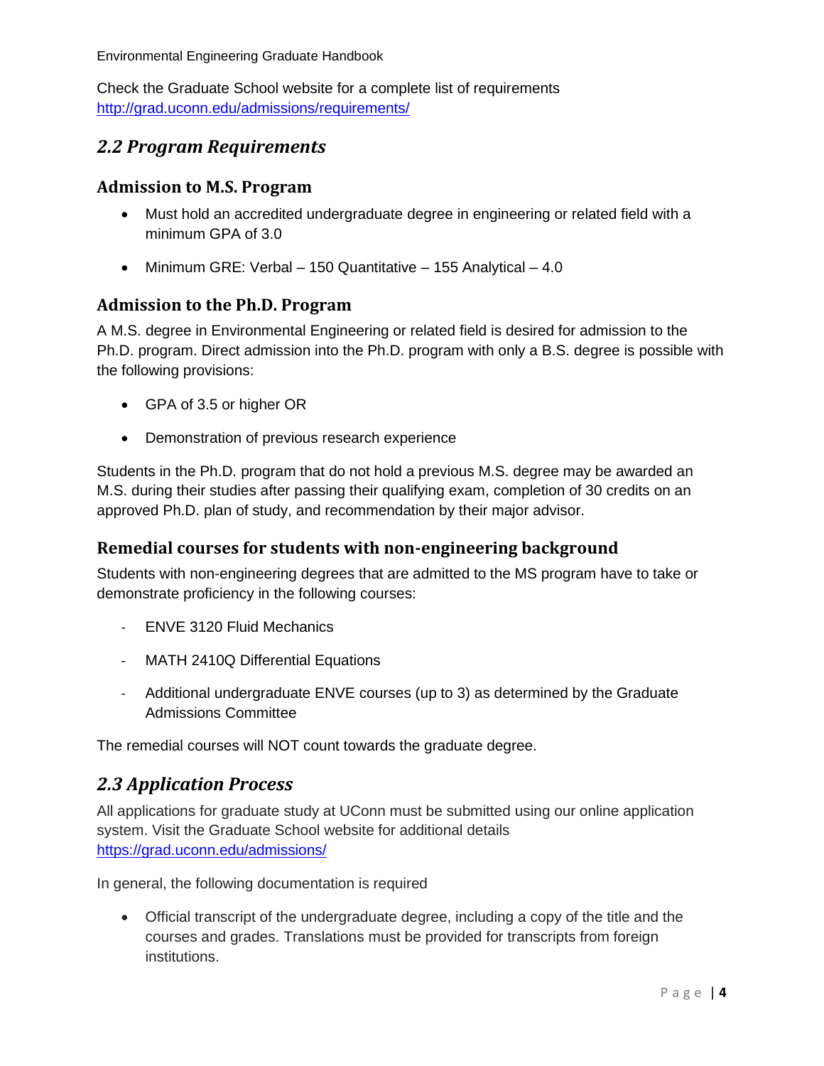Check the Graduate School website for a complete list of requirements
http://grad.uconn.edu/admissions/requirements/

## *2.2 Program Requirements*

### Admission to M.S. Program

- Must hold an accredited undergraduate degree in engineering or related field with a minimum GPA of 3.0
- Minimum GRE: Verbal – 150 Quantitative – 155 Analytical – 4.0

### Admission to the Ph.D. Program

A M.S. degree in Environmental Engineering or related field is desired for admission to the Ph.D. program. Direct admission into the Ph.D. program with only a B.S. degree is possible with the following provisions:

- GPA of 3.5 or higher OR
- Demonstration of previous research experience

Students in the Ph.D. program that do not hold a previous M.S. degree may be awarded an M.S. during their studies after passing their qualifying exam, completion of 30 credits on an approved Ph.D. plan of study, and recommendation by their major advisor.

### Remedial courses for students with non-engineering background

Students with non-engineering degrees that are admitted to the MS program have to take or demonstrate proficiency in the following courses:

- ENVE 3120 Fluid Mechanics
- MATH 2410Q Differential Equations
- Additional undergraduate ENVE courses (up to 3) as determined by the Graduate Admissions Committee

The remedial courses will NOT count towards the graduate degree.

## *2.3 Application Process*

All applications for graduate study at UConn must be submitted using our online application system. Visit the Graduate School website for additional details
https://grad.uconn.edu/admissions/

In general, the following documentation is required

- Official transcript of the undergraduate degree, including a copy of the title and the courses and grades. Translations must be provided for transcripts from foreign institutions.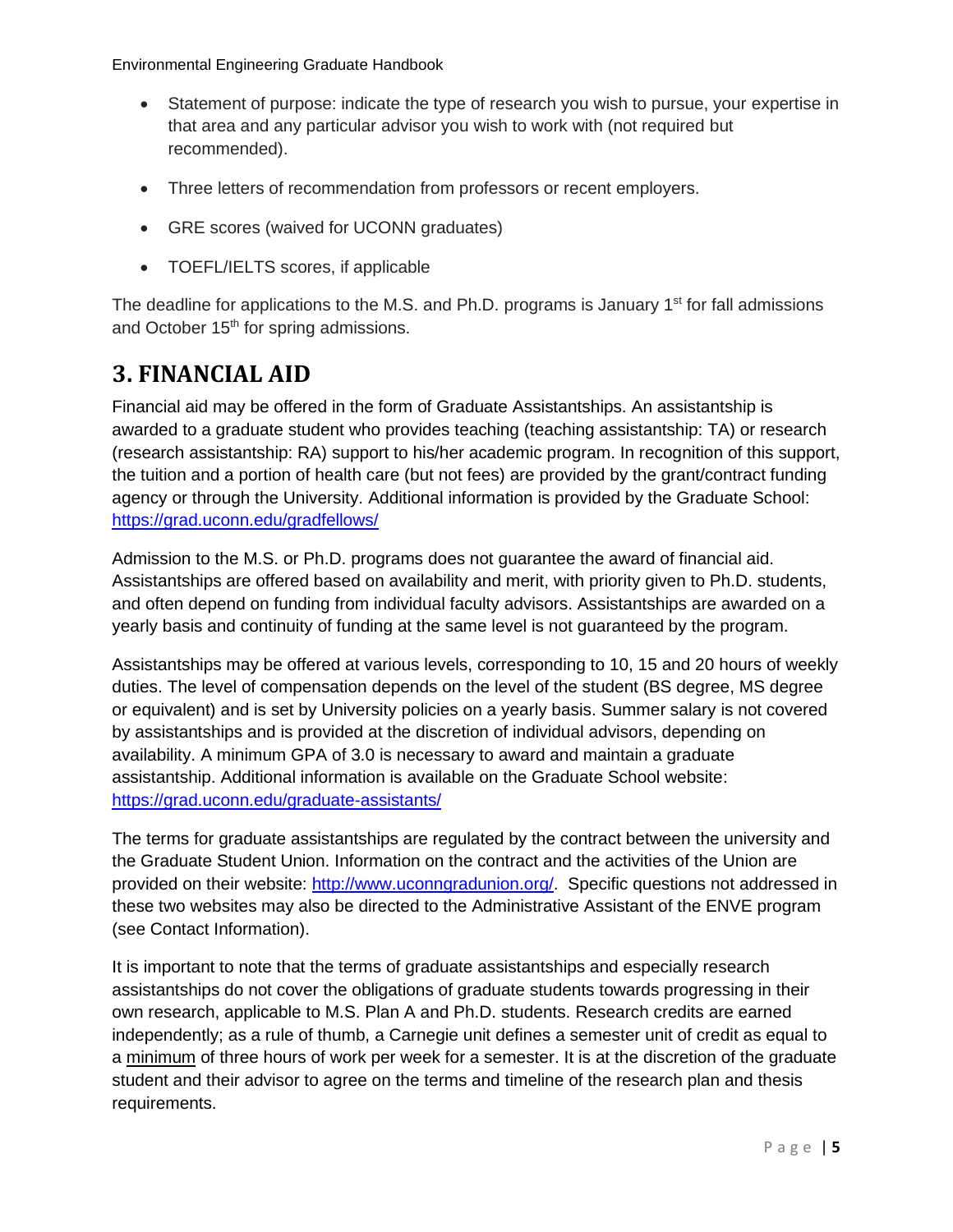- Statement of purpose: indicate the type of research you wish to pursue, your expertise in that area and any particular advisor you wish to work with (not required but recommended).

- Three letters of recommendation from professors or recent employers.

- GRE scores (waived for UCONN graduates)

- TOEFL/IELTS scores, if applicable

The deadline for applications to the M.S. and Ph.D. programs is January 1st for fall admissions and October 15th for spring admissions.

# 3. FINANCIAL AID

Financial aid may be offered in the form of Graduate Assistantships. An assistantship is awarded to a graduate student who provides teaching (teaching assistantship: TA) or research (research assistantship: RA) support to his/her academic program. In recognition of this support, the tuition and a portion of health care (but not fees) are provided by the grant/contract funding agency or through the University. Additional information is provided by the Graduate School: https://grad.uconn.edu/gradfellows/

Admission to the M.S. or Ph.D. programs does not guarantee the award of financial aid. Assistantships are offered based on availability and merit, with priority given to Ph.D. students, and often depend on funding from individual faculty advisors. Assistantships are awarded on a yearly basis and continuity of funding at the same level is not guaranteed by the program.

Assistantships may be offered at various levels, corresponding to 10, 15 and 20 hours of weekly duties. The level of compensation depends on the level of the student (BS degree, MS degree or equivalent) and is set by University policies on a yearly basis. Summer salary is not covered by assistantships and is provided at the discretion of individual advisors, depending on availability. A minimum GPA of 3.0 is necessary to award and maintain a graduate assistantship. Additional information is available on the Graduate School website: https://grad.uconn.edu/graduate-assistants/

The terms for graduate assistantships are regulated by the contract between the university and the Graduate Student Union. Information on the contract and the activities of the Union are provided on their website: http://www.uconngradunion.org/. Specific questions not addressed in these two websites may also be directed to the Administrative Assistant of the ENVE program (see Contact Information).

It is important to note that the terms of graduate assistantships and especially research assistantships do not cover the obligations of graduate students towards progressing in their own research, applicable to M.S. Plan A and Ph.D. students. Research credits are earned independently; as a rule of thumb, a Carnegie unit defines a semester unit of credit as equal to a minimum of three hours of work per week for a semester. It is at the discretion of the graduate student and their advisor to agree on the terms and timeline of the research plan and thesis requirements.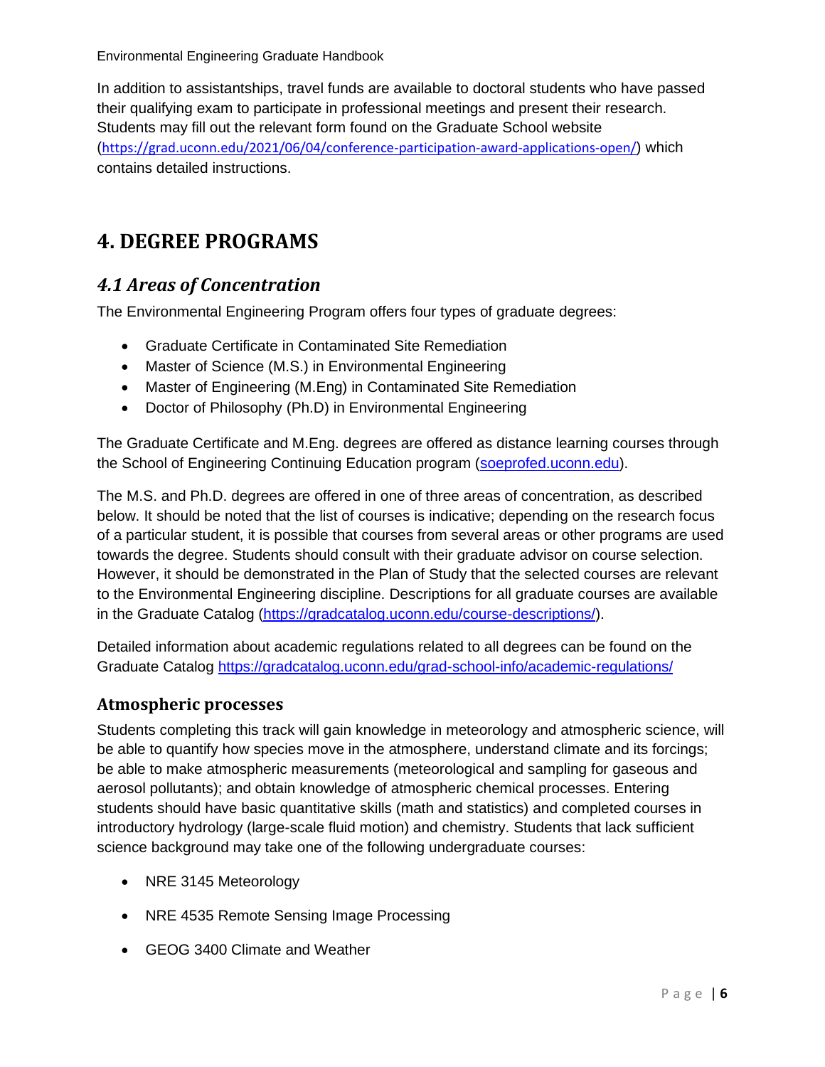In addition to assistantships, travel funds are available to doctoral students who have passed their qualifying exam to participate in professional meetings and present their research. Students may fill out the relevant form found on the Graduate School website (https://grad.uconn.edu/2021/06/04/conference-participation-award-applications-open/) which contains detailed instructions.

# 4. DEGREE PROGRAMS

## *4.1 Areas of Concentration*

The Environmental Engineering Program offers four types of graduate degrees:

- Graduate Certificate in Contaminated Site Remediation
- Master of Science (M.S.) in Environmental Engineering
- Master of Engineering (M.Eng) in Contaminated Site Remediation
- Doctor of Philosophy (Ph.D) in Environmental Engineering

The Graduate Certificate and M.Eng. degrees are offered as distance learning courses through the School of Engineering Continuing Education program (soeprofed.uconn.edu).

The M.S. and Ph.D. degrees are offered in one of three areas of concentration, as described below. It should be noted that the list of courses is indicative; depending on the research focus of a particular student, it is possible that courses from several areas or other programs are used towards the degree. Students should consult with their graduate advisor on course selection. However, it should be demonstrated in the Plan of Study that the selected courses are relevant to the Environmental Engineering discipline. Descriptions for all graduate courses are available in the Graduate Catalog (https://gradcatalog.uconn.edu/course-descriptions/).

Detailed information about academic regulations related to all degrees can be found on the Graduate Catalog https://gradcatalog.uconn.edu/grad-school-info/academic-regulations/

### Atmospheric processes

Students completing this track will gain knowledge in meteorology and atmospheric science, will be able to quantify how species move in the atmosphere, understand climate and its forcings; be able to make atmospheric measurements (meteorological and sampling for gaseous and aerosol pollutants); and obtain knowledge of atmospheric chemical processes. Entering students should have basic quantitative skills (math and statistics) and completed courses in introductory hydrology (large-scale fluid motion) and chemistry. Students that lack sufficient science background may take one of the following undergraduate courses:

- NRE 3145 Meteorology
- NRE 4535 Remote Sensing Image Processing
- GEOG 3400 Climate and Weather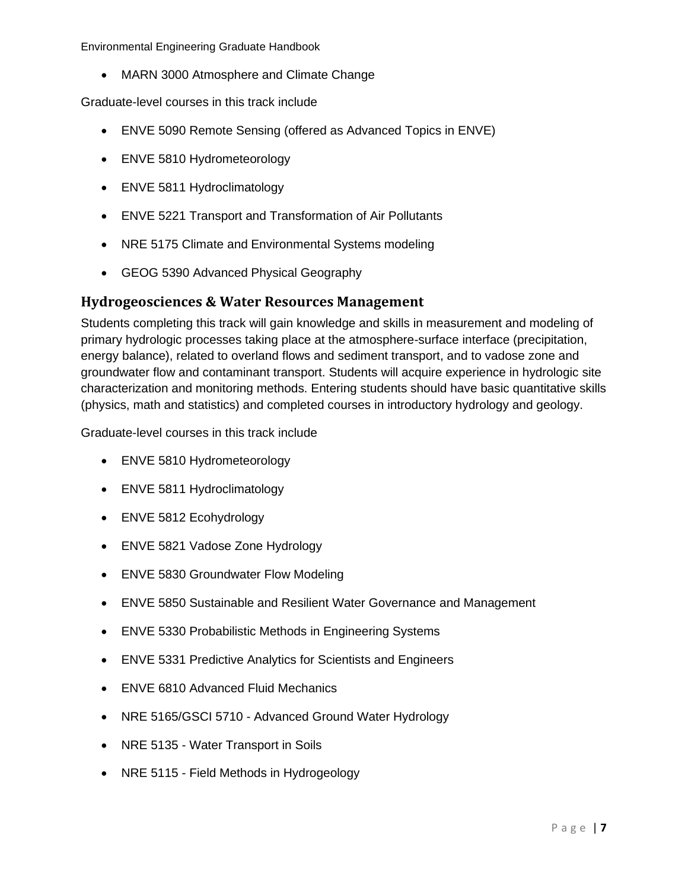- MARN 3000 Atmosphere and Climate Change

Graduate-level courses in this track include

- ENVE 5090 Remote Sensing (offered as Advanced Topics in ENVE)
- ENVE 5810 Hydrometeorology
- ENVE 5811 Hydroclimatology
- ENVE 5221 Transport and Transformation of Air Pollutants
- NRE 5175 Climate and Environmental Systems modeling
- GEOG 5390 Advanced Physical Geography

### Hydrogeosciences & Water Resources Management

Students completing this track will gain knowledge and skills in measurement and modeling of primary hydrologic processes taking place at the atmosphere-surface interface (precipitation, energy balance), related to overland flows and sediment transport, and to vadose zone and groundwater flow and contaminant transport. Students will acquire experience in hydrologic site characterization and monitoring methods. Entering students should have basic quantitative skills (physics, math and statistics) and completed courses in introductory hydrology and geology.

Graduate-level courses in this track include

- ENVE 5810 Hydrometeorology
- ENVE 5811 Hydroclimatology
- ENVE 5812 Ecohydrology
- ENVE 5821 Vadose Zone Hydrology
- ENVE 5830 Groundwater Flow Modeling
- ENVE 5850 Sustainable and Resilient Water Governance and Management
- ENVE 5330 Probabilistic Methods in Engineering Systems
- ENVE 5331 Predictive Analytics for Scientists and Engineers
- ENVE 6810 Advanced Fluid Mechanics
- NRE 5165/GSCI 5710 - Advanced Ground Water Hydrology
- NRE 5135 - Water Transport in Soils
- NRE 5115 - Field Methods in Hydrogeology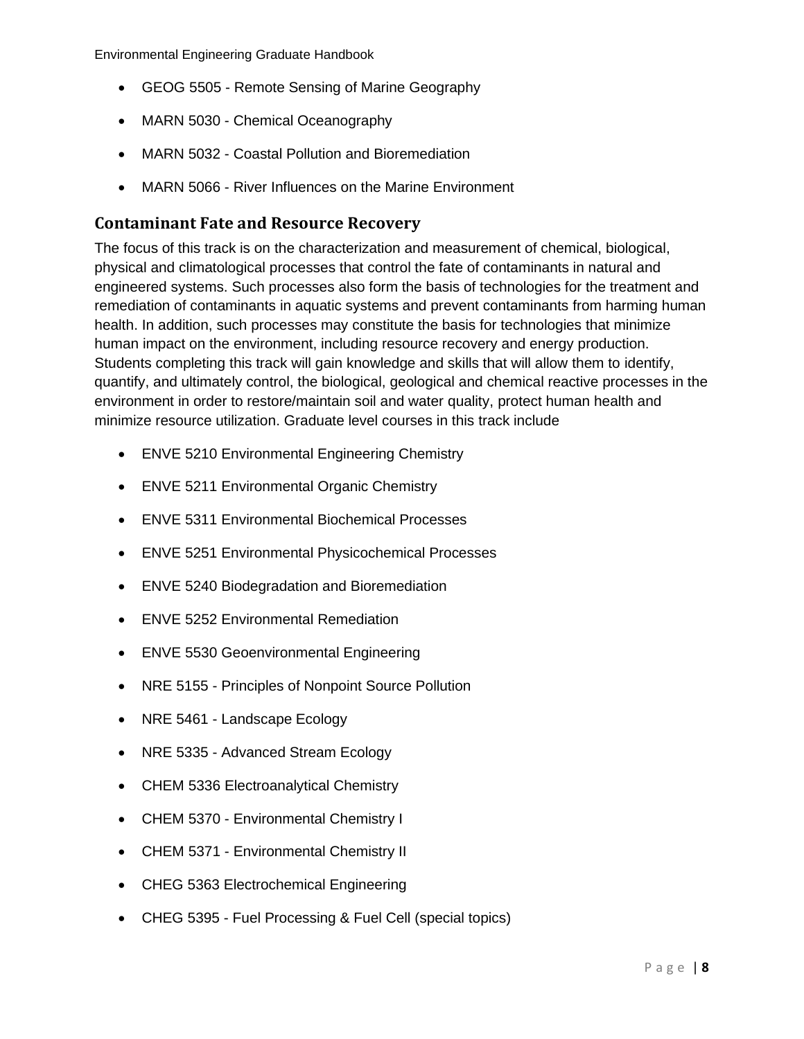- GEOG 5505 - Remote Sensing of Marine Geography
- MARN 5030 - Chemical Oceanography
- MARN 5032 - Coastal Pollution and Bioremediation
- MARN 5066 - River Influences on the Marine Environment

## Contaminant Fate and Resource Recovery

The focus of this track is on the characterization and measurement of chemical, biological, physical and climatological processes that control the fate of contaminants in natural and engineered systems. Such processes also form the basis of technologies for the treatment and remediation of contaminants in aquatic systems and prevent contaminants from harming human health. In addition, such processes may constitute the basis for technologies that minimize human impact on the environment, including resource recovery and energy production. Students completing this track will gain knowledge and skills that will allow them to identify, quantify, and ultimately control, the biological, geological and chemical reactive processes in the environment in order to restore/maintain soil and water quality, protect human health and minimize resource utilization. Graduate level courses in this track include

- ENVE 5210 Environmental Engineering Chemistry
- ENVE 5211 Environmental Organic Chemistry
- ENVE 5311 Environmental Biochemical Processes
- ENVE 5251 Environmental Physicochemical Processes
- ENVE 5240 Biodegradation and Bioremediation
- ENVE 5252 Environmental Remediation
- ENVE 5530 Geoenvironmental Engineering
- NRE 5155 - Principles of Nonpoint Source Pollution
- NRE 5461 - Landscape Ecology
- NRE 5335 - Advanced Stream Ecology
- CHEM 5336 Electroanalytical Chemistry
- CHEM 5370 - Environmental Chemistry I
- CHEM 5371 - Environmental Chemistry II
- CHEG 5363 Electrochemical Engineering
- CHEG 5395 - Fuel Processing & Fuel Cell (special topics)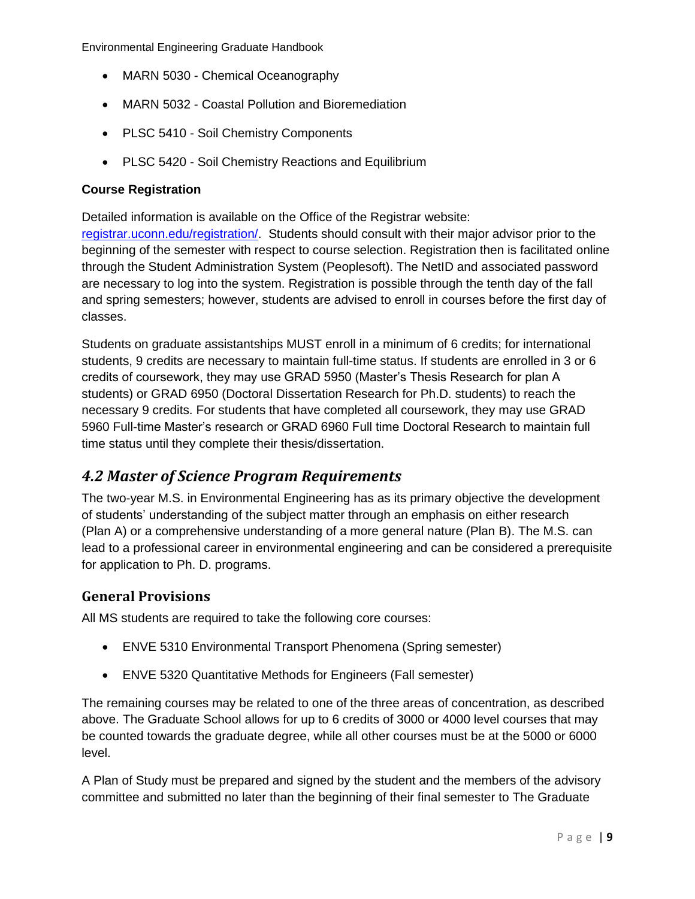- MARN 5030 - Chemical Oceanography
- MARN 5032 - Coastal Pollution and Bioremediation
- PLSC 5410 - Soil Chemistry Components
- PLSC 5420 - Soil Chemistry Reactions and Equilibrium

**Course Registration**

Detailed information is available on the Office of the Registrar website: [registrar.uconn.edu/registration/](registrar.uconn.edu/registration/). Students should consult with their major advisor prior to the beginning of the semester with respect to course selection. Registration then is facilitated online through the Student Administration System (Peoplesoft). The NetID and associated password are necessary to log into the system. Registration is possible through the tenth day of the fall and spring semesters; however, students are advised to enroll in courses before the first day of classes.

Students on graduate assistantships MUST enroll in a minimum of 6 credits; for international students, 9 credits are necessary to maintain full-time status. If students are enrolled in 3 or 6 credits of coursework, they may use GRAD 5950 (Master's Thesis Research for plan A students) or GRAD 6950 (Doctoral Dissertation Research for Ph.D. students) to reach the necessary 9 credits. For students that have completed all coursework, they may use GRAD 5960 Full-time Master's research or GRAD 6960 Full time Doctoral Research to maintain full time status until they complete their thesis/dissertation.

## *4.2 Master of Science Program Requirements*

The two-year M.S. in Environmental Engineering has as its primary objective the development of students' understanding of the subject matter through an emphasis on either research (Plan A) or a comprehensive understanding of a more general nature (Plan B). The M.S. can lead to a professional career in environmental engineering and can be considered a prerequisite for application to Ph. D. programs.

### General Provisions

All MS students are required to take the following core courses:

- ENVE 5310 Environmental Transport Phenomena (Spring semester)
- ENVE 5320 Quantitative Methods for Engineers (Fall semester)

The remaining courses may be related to one of the three areas of concentration, as described above. The Graduate School allows for up to 6 credits of 3000 or 4000 level courses that may be counted towards the graduate degree, while all other courses must be at the 5000 or 6000 level.

A Plan of Study must be prepared and signed by the student and the members of the advisory committee and submitted no later than the beginning of their final semester to The Graduate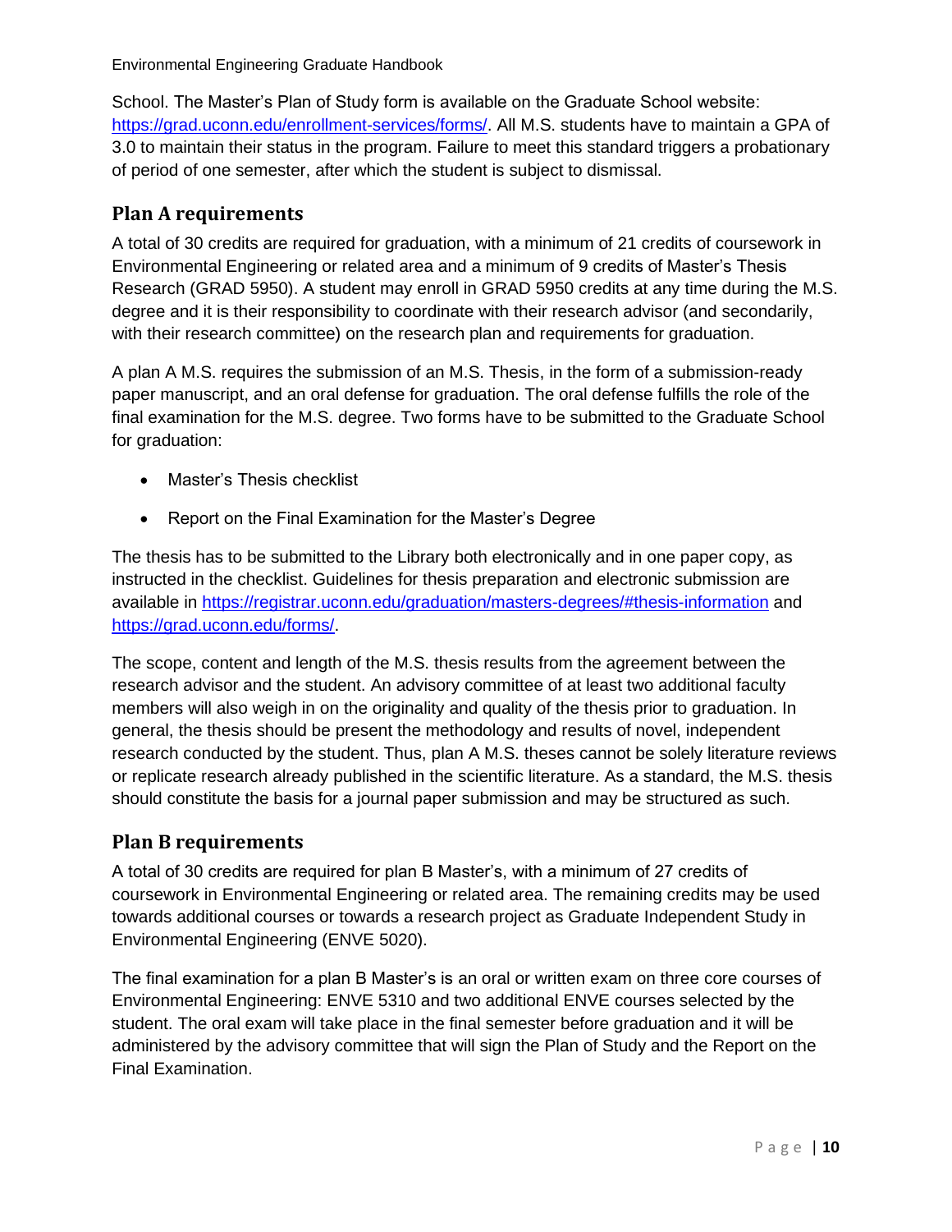School. The Master's Plan of Study form is available on the Graduate School website: https://grad.uconn.edu/enrollment-services/forms/. All M.S. students have to maintain a GPA of 3.0 to maintain their status in the program. Failure to meet this standard triggers a probationary of period of one semester, after which the student is subject to dismissal.

## Plan A requirements

A total of 30 credits are required for graduation, with a minimum of 21 credits of coursework in Environmental Engineering or related area and a minimum of 9 credits of Master's Thesis Research (GRAD 5950). A student may enroll in GRAD 5950 credits at any time during the M.S. degree and it is their responsibility to coordinate with their research advisor (and secondarily, with their research committee) on the research plan and requirements for graduation.

A plan A M.S. requires the submission of an M.S. Thesis, in the form of a submission-ready paper manuscript, and an oral defense for graduation. The oral defense fulfills the role of the final examination for the M.S. degree. Two forms have to be submitted to the Graduate School for graduation:

- Master's Thesis checklist
- Report on the Final Examination for the Master's Degree

The thesis has to be submitted to the Library both electronically and in one paper copy, as instructed in the checklist. Guidelines for thesis preparation and electronic submission are available in https://registrar.uconn.edu/graduation/masters-degrees/#thesis-information and https://grad.uconn.edu/forms/.

The scope, content and length of the M.S. thesis results from the agreement between the research advisor and the student. An advisory committee of at least two additional faculty members will also weigh in on the originality and quality of the thesis prior to graduation. In general, the thesis should be present the methodology and results of novel, independent research conducted by the student. Thus, plan A M.S. theses cannot be solely literature reviews or replicate research already published in the scientific literature. As a standard, the M.S. thesis should constitute the basis for a journal paper submission and may be structured as such.

## Plan B requirements

A total of 30 credits are required for plan B Master's, with a minimum of 27 credits of coursework in Environmental Engineering or related area. The remaining credits may be used towards additional courses or towards a research project as Graduate Independent Study in Environmental Engineering (ENVE 5020).

The final examination for a plan B Master's is an oral or written exam on three core courses of Environmental Engineering: ENVE 5310 and two additional ENVE courses selected by the student. The oral exam will take place in the final semester before graduation and it will be administered by the advisory committee that will sign the Plan of Study and the Report on the Final Examination.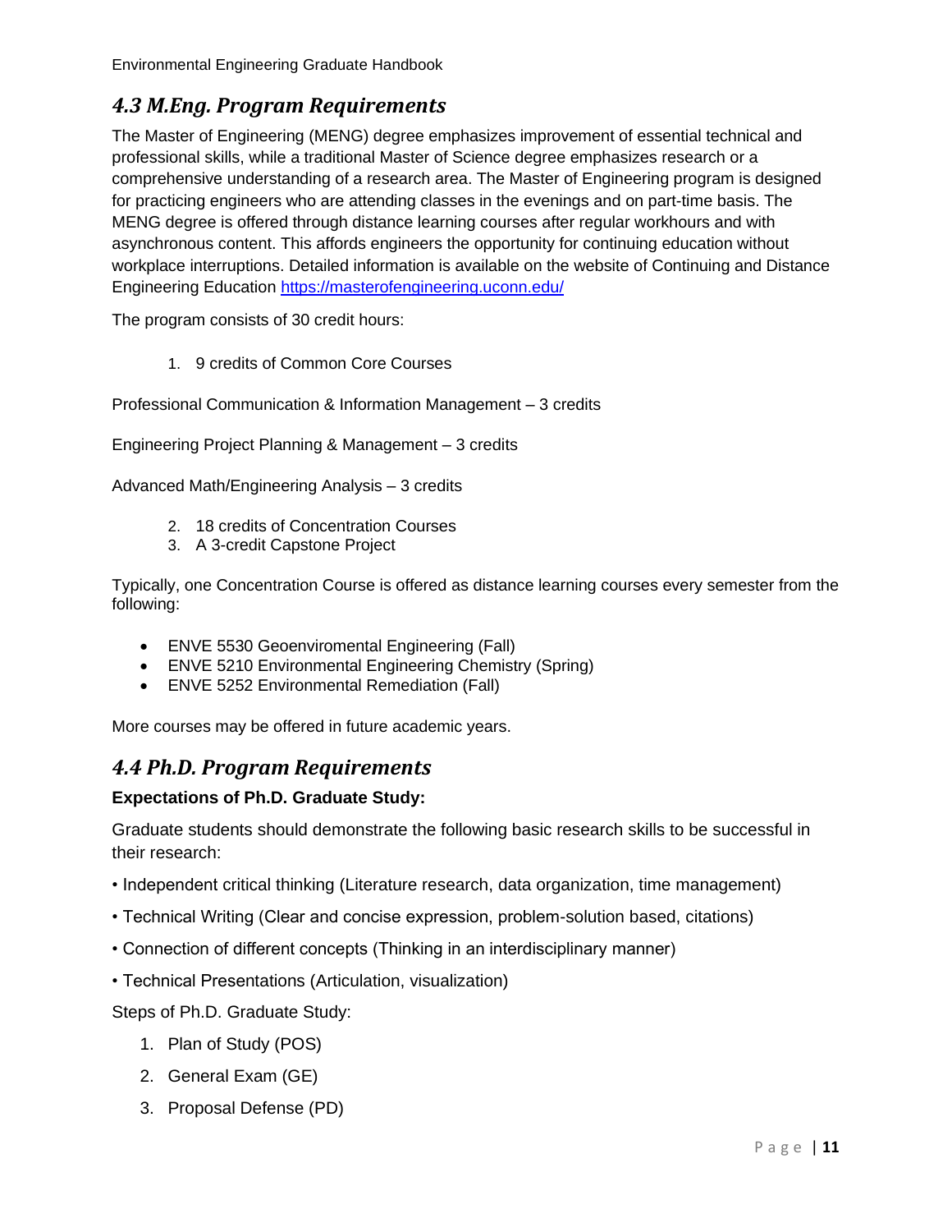## *4.3 M.Eng. Program Requirements*

The Master of Engineering (MENG) degree emphasizes improvement of essential technical and professional skills, while a traditional Master of Science degree emphasizes research or a comprehensive understanding of a research area. The Master of Engineering program is designed for practicing engineers who are attending classes in the evenings and on part-time basis. The MENG degree is offered through distance learning courses after regular workhours and with asynchronous content. This affords engineers the opportunity for continuing education without workplace interruptions. Detailed information is available on the website of Continuing and Distance Engineering Education [https://masterofengineering.uconn.edu/](https://masterofengineering.uconn.edu/)

The program consists of 30 credit hours:

1. 9 credits of Common Core Courses

Professional Communication & Information Management – 3 credits

Engineering Project Planning & Management – 3 credits

Advanced Math/Engineering Analysis – 3 credits

2. 18 credits of Concentration Courses
3. A 3-credit Capstone Project

Typically, one Concentration Course is offered as distance learning courses every semester from the following:

- ENVE 5530 Geoenviromental Engineering (Fall)
- ENVE 5210 Environmental Engineering Chemistry (Spring)
- ENVE 5252 Environmental Remediation (Fall)

More courses may be offered in future academic years.

## *4.4 Ph.D. Program Requirements*

**Expectations of Ph.D. Graduate Study:**

Graduate students should demonstrate the following basic research skills to be successful in their research:

- Independent critical thinking (Literature research, data organization, time management)
- Technical Writing (Clear and concise expression, problem-solution based, citations)
- Connection of different concepts (Thinking in an interdisciplinary manner)
- Technical Presentations (Articulation, visualization)

Steps of Ph.D. Graduate Study:

1. Plan of Study (POS)
2. General Exam (GE)
3. Proposal Defense (PD)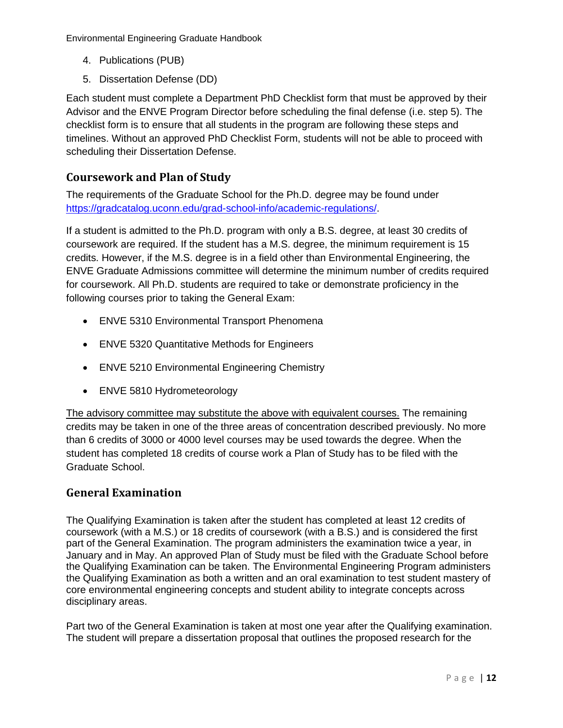4. Publications (PUB)
5. Dissertation Defense (DD)

Each student must complete a Department PhD Checklist form that must be approved by their Advisor and the ENVE Program Director before scheduling the final defense (i.e. step 5). The checklist form is to ensure that all students in the program are following these steps and timelines. Without an approved PhD Checklist Form, students will not be able to proceed with scheduling their Dissertation Defense.

## Coursework and Plan of Study

The requirements of the Graduate School for the Ph.D. degree may be found under https://gradcatalog.uconn.edu/grad-school-info/academic-regulations/.

If a student is admitted to the Ph.D. program with only a B.S. degree, at least 30 credits of coursework are required. If the student has a M.S. degree, the minimum requirement is 15 credits. However, if the M.S. degree is in a field other than Environmental Engineering, the ENVE Graduate Admissions committee will determine the minimum number of credits required for coursework. All Ph.D. students are required to take or demonstrate proficiency in the following courses prior to taking the General Exam:

- ENVE 5310 Environmental Transport Phenomena
- ENVE 5320 Quantitative Methods for Engineers
- ENVE 5210 Environmental Engineering Chemistry
- ENVE 5810 Hydrometeorology

<u>The advisory committee may substitute the above with equivalent courses.</u> The remaining credits may be taken in one of the three areas of concentration described previously. No more than 6 credits of 3000 or 4000 level courses may be used towards the degree. When the student has completed 18 credits of course work a Plan of Study has to be filed with the Graduate School.

## General Examination

The Qualifying Examination is taken after the student has completed at least 12 credits of coursework (with a M.S.) or 18 credits of coursework (with a B.S.) and is considered the first part of the General Examination. The program administers the examination twice a year, in January and in May. An approved Plan of Study must be filed with the Graduate School before the Qualifying Examination can be taken. The Environmental Engineering Program administers the Qualifying Examination as both a written and an oral examination to test student mastery of core environmental engineering concepts and student ability to integrate concepts across disciplinary areas.

Part two of the General Examination is taken at most one year after the Qualifying examination. The student will prepare a dissertation proposal that outlines the proposed research for the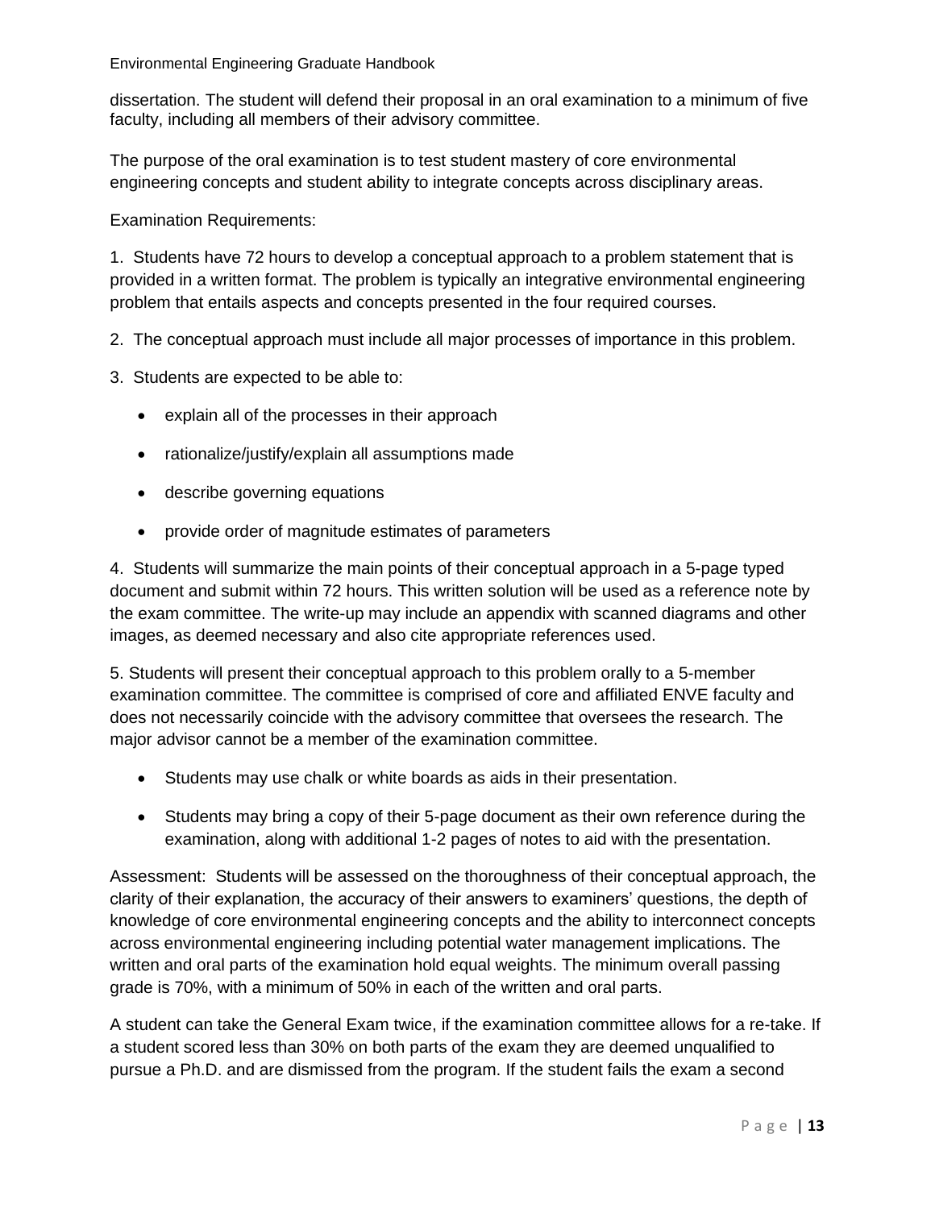dissertation. The student will defend their proposal in an oral examination to a minimum of five faculty, including all members of their advisory committee.

The purpose of the oral examination is to test student mastery of core environmental engineering concepts and student ability to integrate concepts across disciplinary areas.

Examination Requirements:

1. Students have 72 hours to develop a conceptual approach to a problem statement that is provided in a written format. The problem is typically an integrative environmental engineering problem that entails aspects and concepts presented in the four required courses.

2. The conceptual approach must include all major processes of importance in this problem.

3. Students are expected to be able to:

   - explain all of the processes in their approach
   - rationalize/justify/explain all assumptions made
   - describe governing equations
   - provide order of magnitude estimates of parameters

4. Students will summarize the main points of their conceptual approach in a 5-page typed document and submit within 72 hours. This written solution will be used as a reference note by the exam committee. The write-up may include an appendix with scanned diagrams and other images, as deemed necessary and also cite appropriate references used.

5. Students will present their conceptual approach to this problem orally to a 5-member examination committee. The committee is comprised of core and affiliated ENVE faculty and does not necessarily coincide with the advisory committee that oversees the research. The major advisor cannot be a member of the examination committee.

   - Students may use chalk or white boards as aids in their presentation.
   - Students may bring a copy of their 5-page document as their own reference during the examination, along with additional 1-2 pages of notes to aid with the presentation.

Assessment: Students will be assessed on the thoroughness of their conceptual approach, the clarity of their explanation, the accuracy of their answers to examiners' questions, the depth of knowledge of core environmental engineering concepts and the ability to interconnect concepts across environmental engineering including potential water management implications. The written and oral parts of the examination hold equal weights. The minimum overall passing grade is 70%, with a minimum of 50% in each of the written and oral parts.

A student can take the General Exam twice, if the examination committee allows for a re-take. If a student scored less than 30% on both parts of the exam they are deemed unqualified to pursue a Ph.D. and are dismissed from the program. If the student fails the exam a second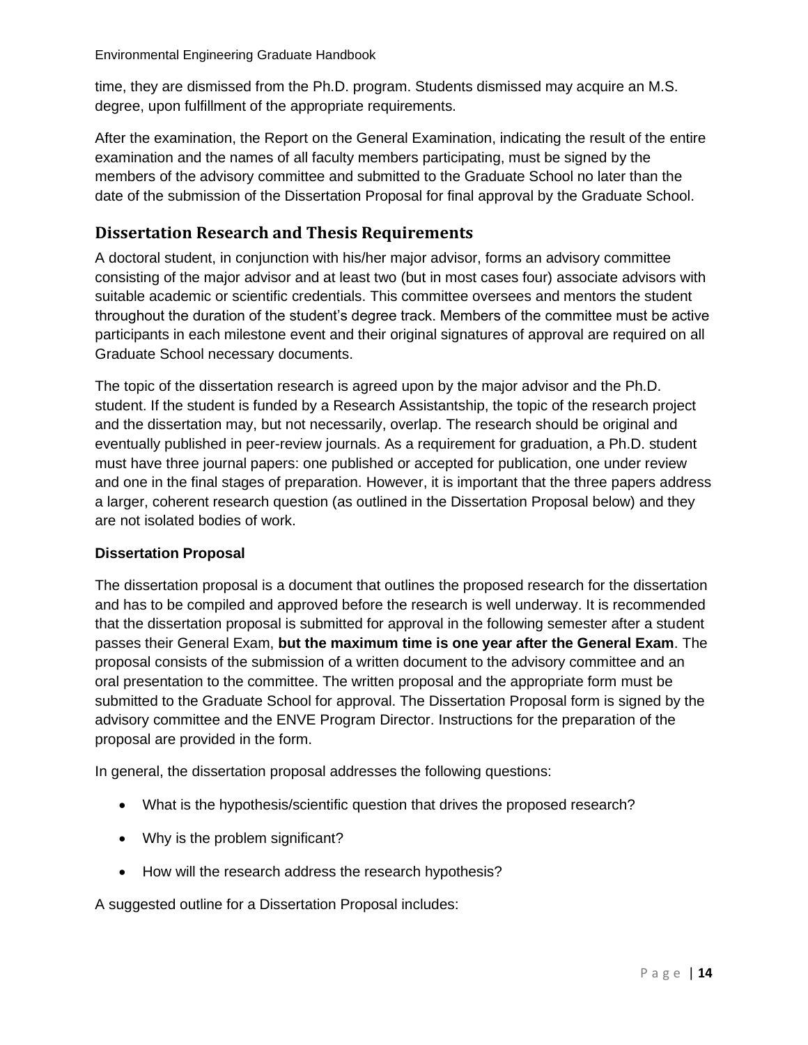time, they are dismissed from the Ph.D. program. Students dismissed may acquire an M.S. degree, upon fulfillment of the appropriate requirements.

After the examination, the Report on the General Examination, indicating the result of the entire examination and the names of all faculty members participating, must be signed by the members of the advisory committee and submitted to the Graduate School no later than the date of the submission of the Dissertation Proposal for final approval by the Graduate School.

## Dissertation Research and Thesis Requirements

A doctoral student, in conjunction with his/her major advisor, forms an advisory committee consisting of the major advisor and at least two (but in most cases four) associate advisors with suitable academic or scientific credentials. This committee oversees and mentors the student throughout the duration of the student's degree track. Members of the committee must be active participants in each milestone event and their original signatures of approval are required on all Graduate School necessary documents.

The topic of the dissertation research is agreed upon by the major advisor and the Ph.D. student. If the student is funded by a Research Assistantship, the topic of the research project and the dissertation may, but not necessarily, overlap. The research should be original and eventually published in peer-review journals. As a requirement for graduation, a Ph.D. student must have three journal papers: one published or accepted for publication, one under review and one in the final stages of preparation. However, it is important that the three papers address a larger, coherent research question (as outlined in the Dissertation Proposal below) and they are not isolated bodies of work.

**Dissertation Proposal**

The dissertation proposal is a document that outlines the proposed research for the dissertation and has to be compiled and approved before the research is well underway. It is recommended that the dissertation proposal is submitted for approval in the following semester after a student passes their General Exam, **but the maximum time is one year after the General Exam**. The proposal consists of the submission of a written document to the advisory committee and an oral presentation to the committee. The written proposal and the appropriate form must be submitted to the Graduate School for approval. The Dissertation Proposal form is signed by the advisory committee and the ENVE Program Director. Instructions for the preparation of the proposal are provided in the form.

In general, the dissertation proposal addresses the following questions:

- What is the hypothesis/scientific question that drives the proposed research?
- Why is the problem significant?
- How will the research address the research hypothesis?

A suggested outline for a Dissertation Proposal includes: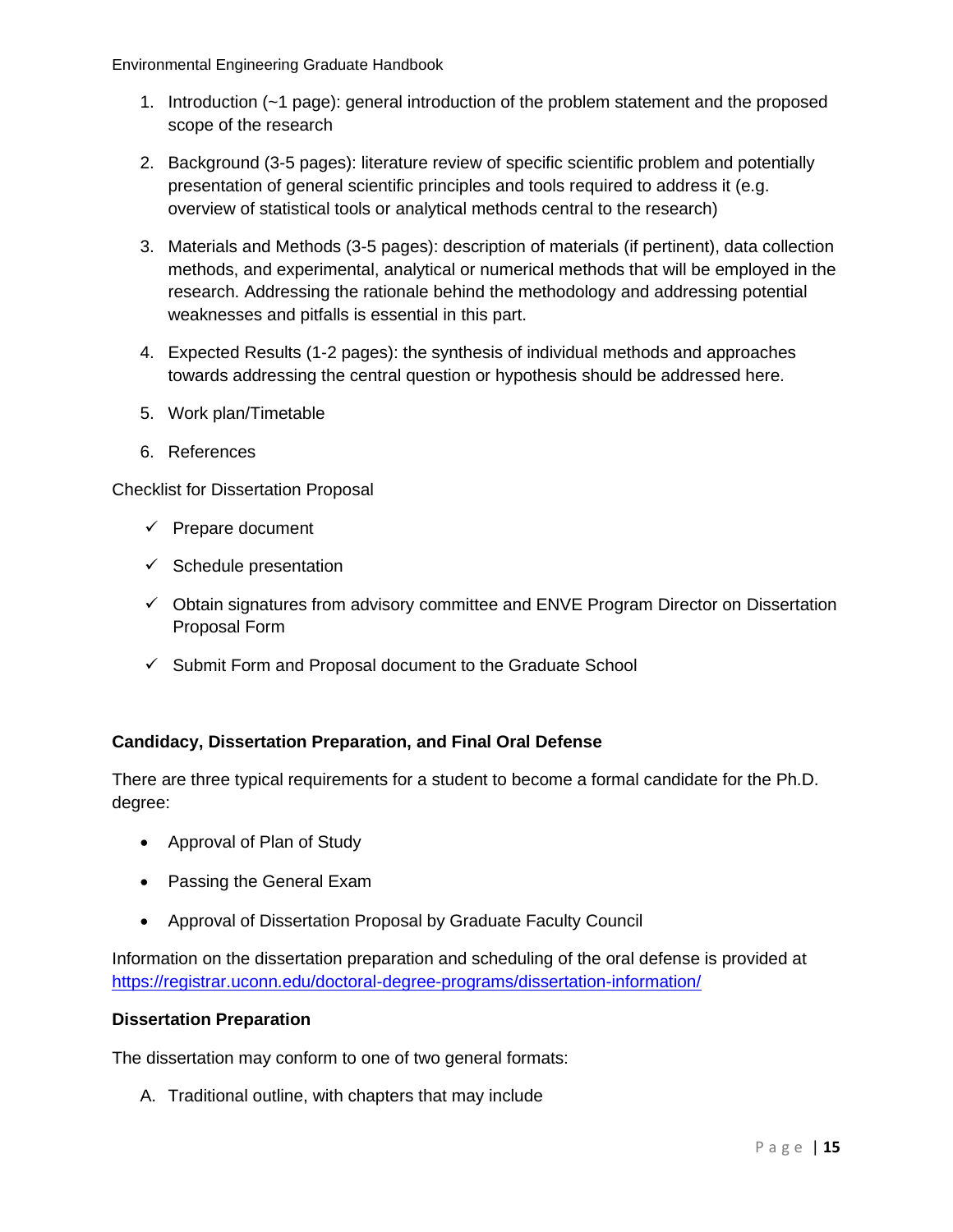1. Introduction (~1 page): general introduction of the problem statement and the proposed scope of the research

2. Background (3-5 pages): literature review of specific scientific problem and potentially presentation of general scientific principles and tools required to address it (e.g. overview of statistical tools or analytical methods central to the research)

3. Materials and Methods (3-5 pages): description of materials (if pertinent), data collection methods, and experimental, analytical or numerical methods that will be employed in the research. Addressing the rationale behind the methodology and addressing potential weaknesses and pitfalls is essential in this part.

4. Expected Results (1-2 pages): the synthesis of individual methods and approaches towards addressing the central question or hypothesis should be addressed here.

5. Work plan/Timetable

6. References

Checklist for Dissertation Proposal

- ✓ Prepare document
- ✓ Schedule presentation
- ✓ Obtain signatures from advisory committee and ENVE Program Director on Dissertation Proposal Form
- ✓ Submit Form and Proposal document to the Graduate School

**Candidacy, Dissertation Preparation, and Final Oral Defense**

There are three typical requirements for a student to become a formal candidate for the Ph.D. degree:

- Approval of Plan of Study
- Passing the General Exam
- Approval of Dissertation Proposal by Graduate Faculty Council

Information on the dissertation preparation and scheduling of the oral defense is provided at https://registrar.uconn.edu/doctoral-degree-programs/dissertation-information/

**Dissertation Preparation**

The dissertation may conform to one of two general formats:

A. Traditional outline, with chapters that may include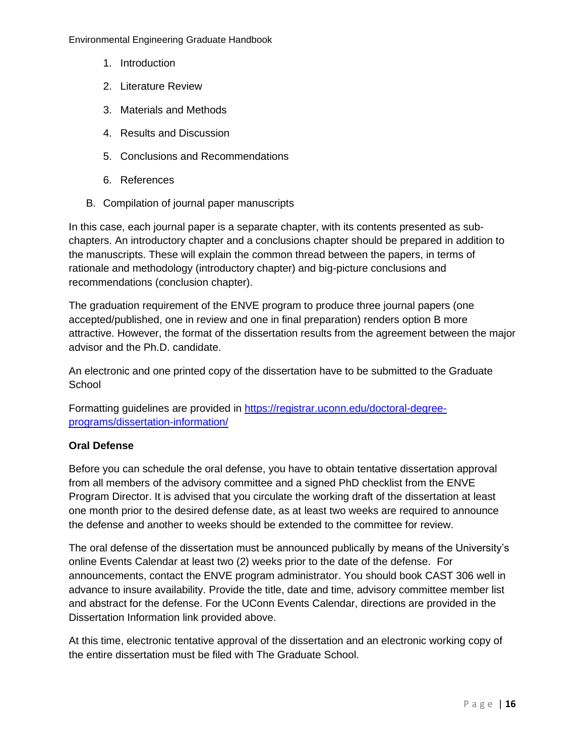1. Introduction
2. Literature Review
3. Materials and Methods
4. Results and Discussion
5. Conclusions and Recommendations
6. References

B. Compilation of journal paper manuscripts

In this case, each journal paper is a separate chapter, with its contents presented as sub-chapters. An introductory chapter and a conclusions chapter should be prepared in addition to the manuscripts. These will explain the common thread between the papers, in terms of rationale and methodology (introductory chapter) and big-picture conclusions and recommendations (conclusion chapter).

The graduation requirement of the ENVE program to produce three journal papers (one accepted/published, one in review and one in final preparation) renders option B more attractive. However, the format of the dissertation results from the agreement between the major advisor and the Ph.D. candidate.

An electronic and one printed copy of the dissertation have to be submitted to the Graduate School

Formatting guidelines are provided in [https://registrar.uconn.edu/doctoral-degree-programs/dissertation-information/](https://registrar.uconn.edu/doctoral-degree-programs/dissertation-information/)

**Oral Defense**

Before you can schedule the oral defense, you have to obtain tentative dissertation approval from all members of the advisory committee and a signed PhD checklist from the ENVE Program Director. It is advised that you circulate the working draft of the dissertation at least one month prior to the desired defense date, as at least two weeks are required to announce the defense and another to weeks should be extended to the committee for review.

The oral defense of the dissertation must be announced publically by means of the University's online Events Calendar at least two (2) weeks prior to the date of the defense. For announcements, contact the ENVE program administrator. You should book CAST 306 well in advance to insure availability. Provide the title, date and time, advisory committee member list and abstract for the defense. For the UConn Events Calendar, directions are provided in the Dissertation Information link provided above.

At this time, electronic tentative approval of the dissertation and an electronic working copy of the entire dissertation must be filed with The Graduate School.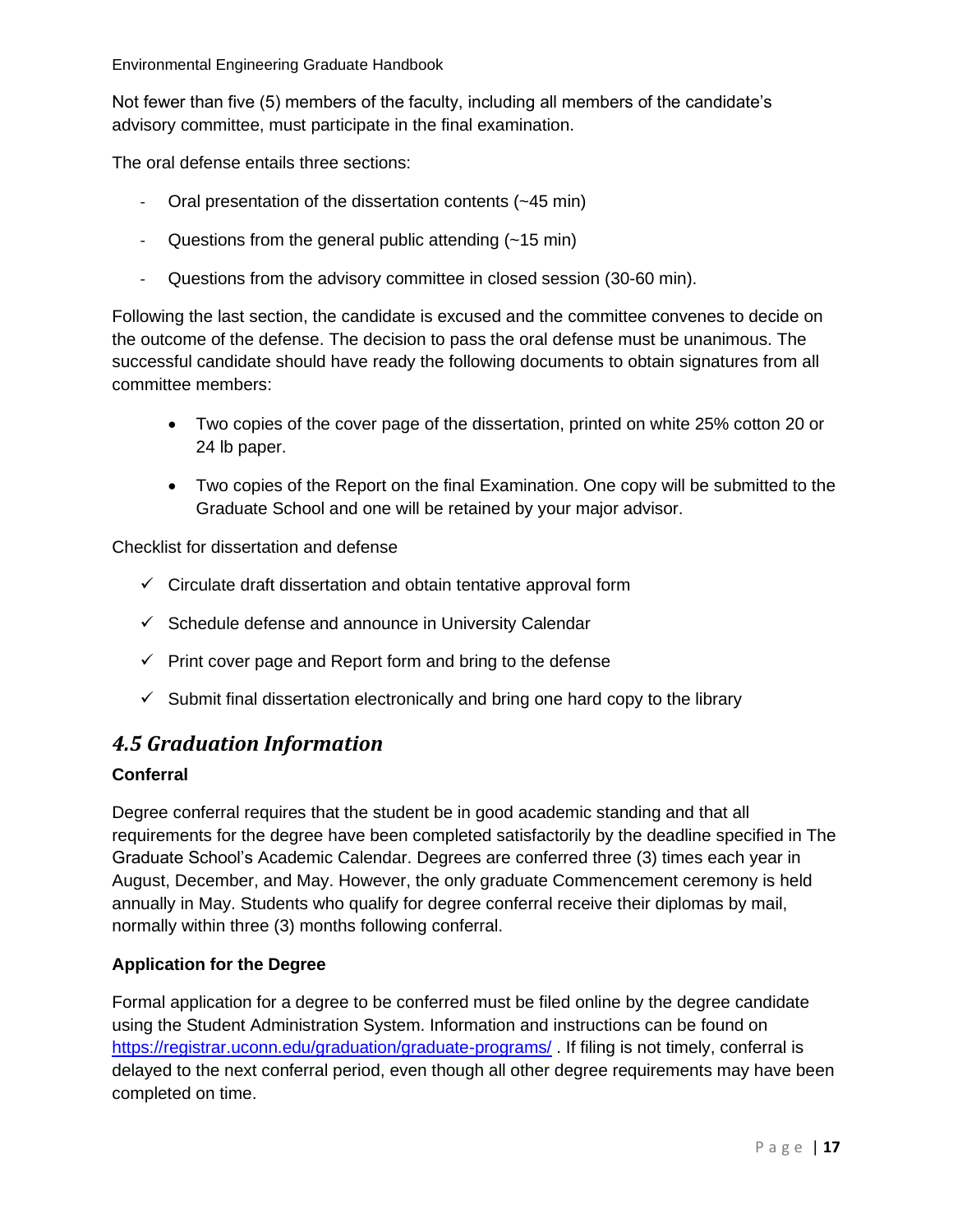Not fewer than five (5) members of the faculty, including all members of the candidate's advisory committee, must participate in the final examination.

The oral defense entails three sections:

- Oral presentation of the dissertation contents (~45 min)
- Questions from the general public attending (~15 min)
- Questions from the advisory committee in closed session (30-60 min).

Following the last section, the candidate is excused and the committee convenes to decide on the outcome of the defense. The decision to pass the oral defense must be unanimous. The successful candidate should have ready the following documents to obtain signatures from all committee members:

- Two copies of the cover page of the dissertation, printed on white 25% cotton 20 or 24 lb paper.
- Two copies of the Report on the final Examination. One copy will be submitted to the Graduate School and one will be retained by your major advisor.

Checklist for dissertation and defense

- ✓ Circulate draft dissertation and obtain tentative approval form
- ✓ Schedule defense and announce in University Calendar
- ✓ Print cover page and Report form and bring to the defense
- ✓ Submit final dissertation electronically and bring one hard copy to the library

## *4.5 Graduation Information*

**Conferral**

Degree conferral requires that the student be in good academic standing and that all requirements for the degree have been completed satisfactorily by the deadline specified in The Graduate School's Academic Calendar. Degrees are conferred three (3) times each year in August, December, and May. However, the only graduate Commencement ceremony is held annually in May. Students who qualify for degree conferral receive their diplomas by mail, normally within three (3) months following conferral.

**Application for the Degree**

Formal application for a degree to be conferred must be filed online by the degree candidate using the Student Administration System. Information and instructions can be found on https://registrar.uconn.edu/graduation/graduate-programs/ . If filing is not timely, conferral is delayed to the next conferral period, even though all other degree requirements may have been completed on time.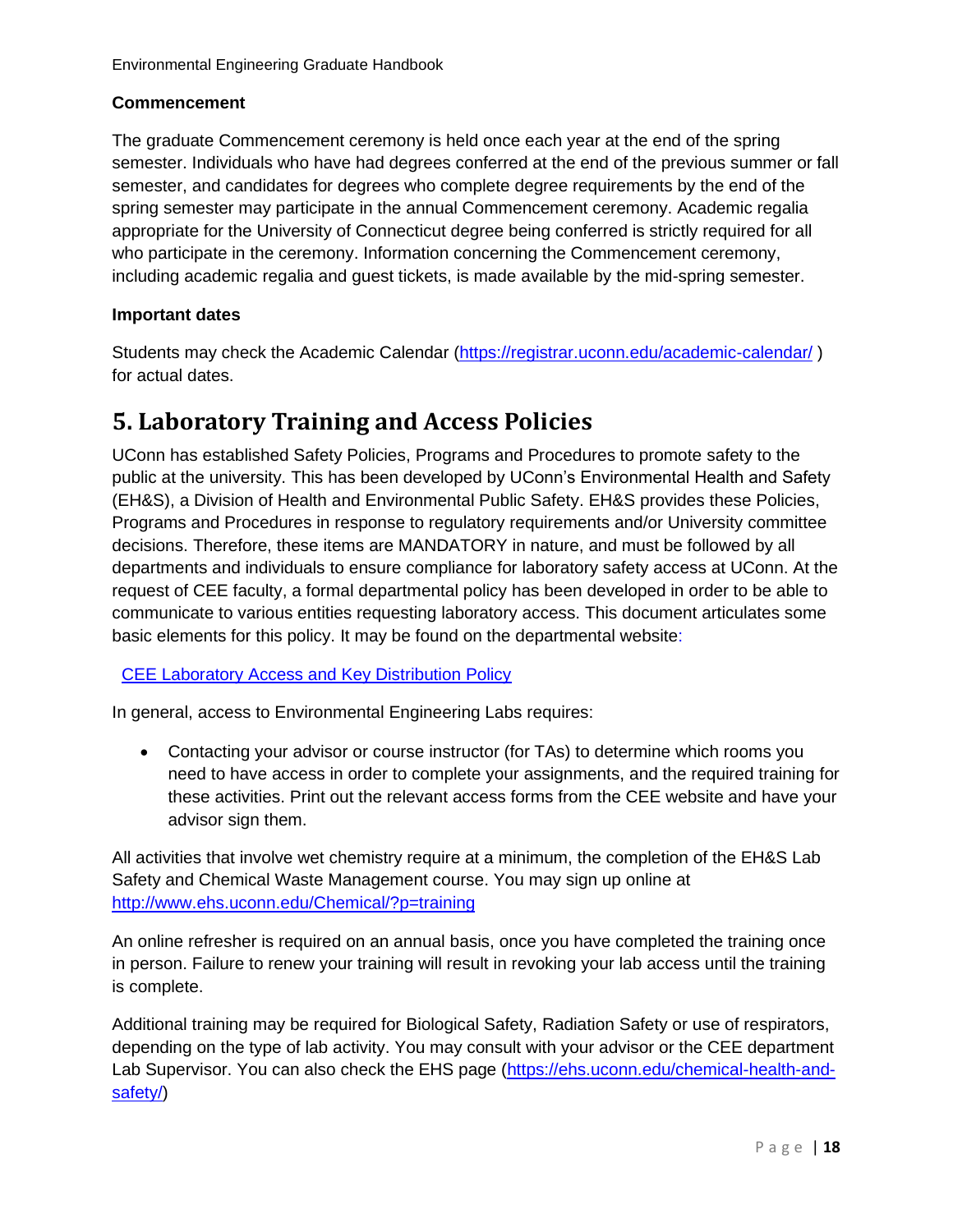### Commencement

The graduate Commencement ceremony is held once each year at the end of the spring semester. Individuals who have had degrees conferred at the end of the previous summer or fall semester, and candidates for degrees who complete degree requirements by the end of the spring semester may participate in the annual Commencement ceremony. Academic regalia appropriate for the University of Connecticut degree being conferred is strictly required for all who participate in the ceremony. Information concerning the Commencement ceremony, including academic regalia and guest tickets, is made available by the mid-spring semester.

### Important dates

Students may check the Academic Calendar (https://registrar.uconn.edu/academic-calendar/ ) for actual dates.

## 5. Laboratory Training and Access Policies

UConn has established Safety Policies, Programs and Procedures to promote safety to the public at the university. This has been developed by UConn's Environmental Health and Safety (EH&S), a Division of Health and Environmental Public Safety. EH&S provides these Policies, Programs and Procedures in response to regulatory requirements and/or University committee decisions. Therefore, these items are MANDATORY in nature, and must be followed by all departments and individuals to ensure compliance for laboratory safety access at UConn. At the request of CEE faculty, a formal departmental policy has been developed in order to be able to communicate to various entities requesting laboratory access. This document articulates some basic elements for this policy. It may be found on the departmental website:

CEE Laboratory Access and Key Distribution Policy

In general, access to Environmental Engineering Labs requires:

- Contacting your advisor or course instructor (for TAs) to determine which rooms you need to have access in order to complete your assignments, and the required training for these activities. Print out the relevant access forms from the CEE website and have your advisor sign them.

All activities that involve wet chemistry require at a minimum, the completion of the EH&S Lab Safety and Chemical Waste Management course. You may sign up online at http://www.ehs.uconn.edu/Chemical/?p=training

An online refresher is required on an annual basis, once you have completed the training once in person. Failure to renew your training will result in revoking your lab access until the training is complete.

Additional training may be required for Biological Safety, Radiation Safety or use of respirators, depending on the type of lab activity. You may consult with your advisor or the CEE department Lab Supervisor. You can also check the EHS page (https://ehs.uconn.edu/chemical-health-and-safety/)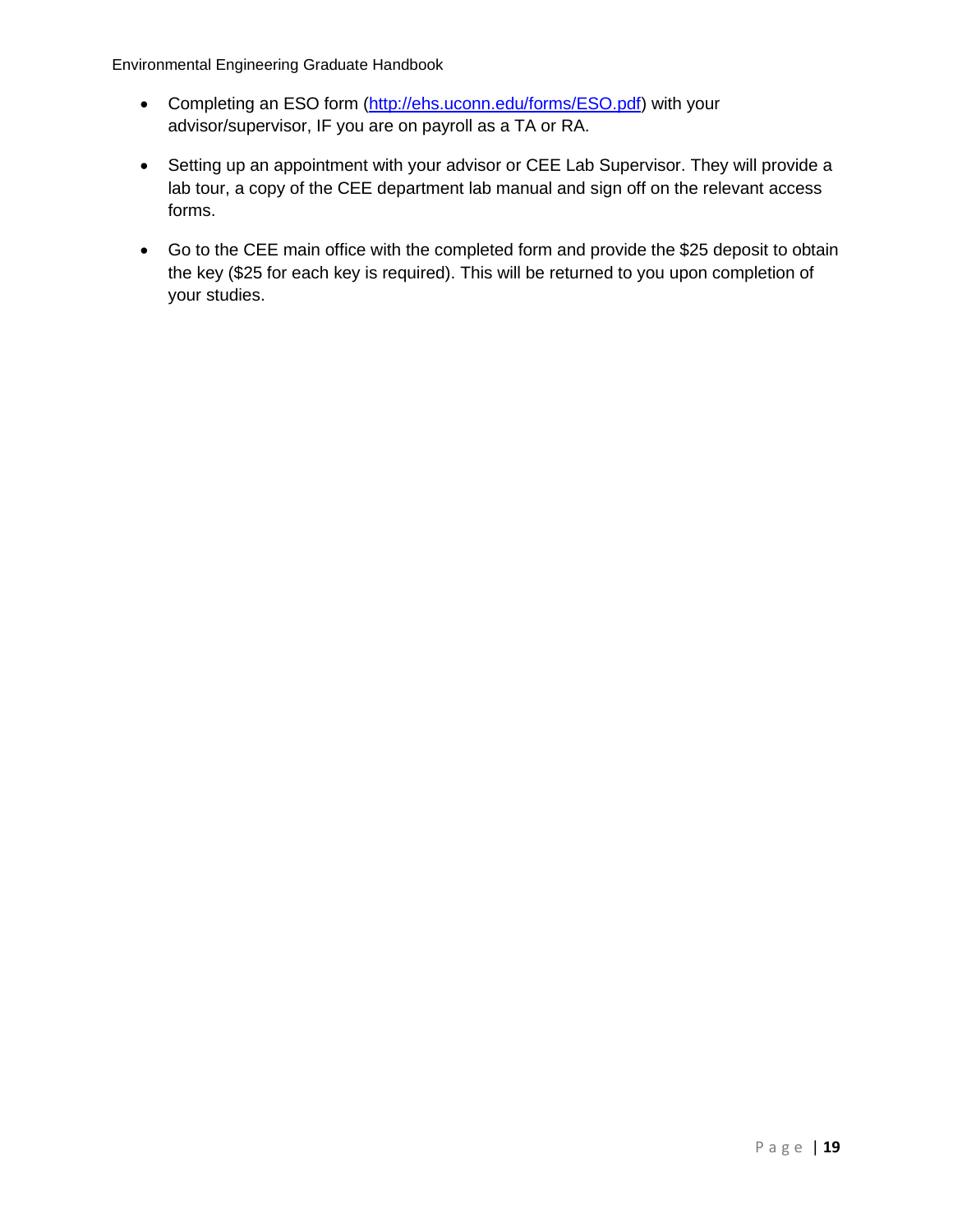- Completing an ESO form ([http://ehs.uconn.edu/forms/ESO.pdf](http://ehs.uconn.edu/forms/ESO.pdf)) with your advisor/supervisor, IF you are on payroll as a TA or RA.

- Setting up an appointment with your advisor or CEE Lab Supervisor. They will provide a lab tour, a copy of the CEE department lab manual and sign off on the relevant access forms.

- Go to the CEE main office with the completed form and provide the $25 deposit to obtain the key ($25 for each key is required). This will be returned to you upon completion of your studies.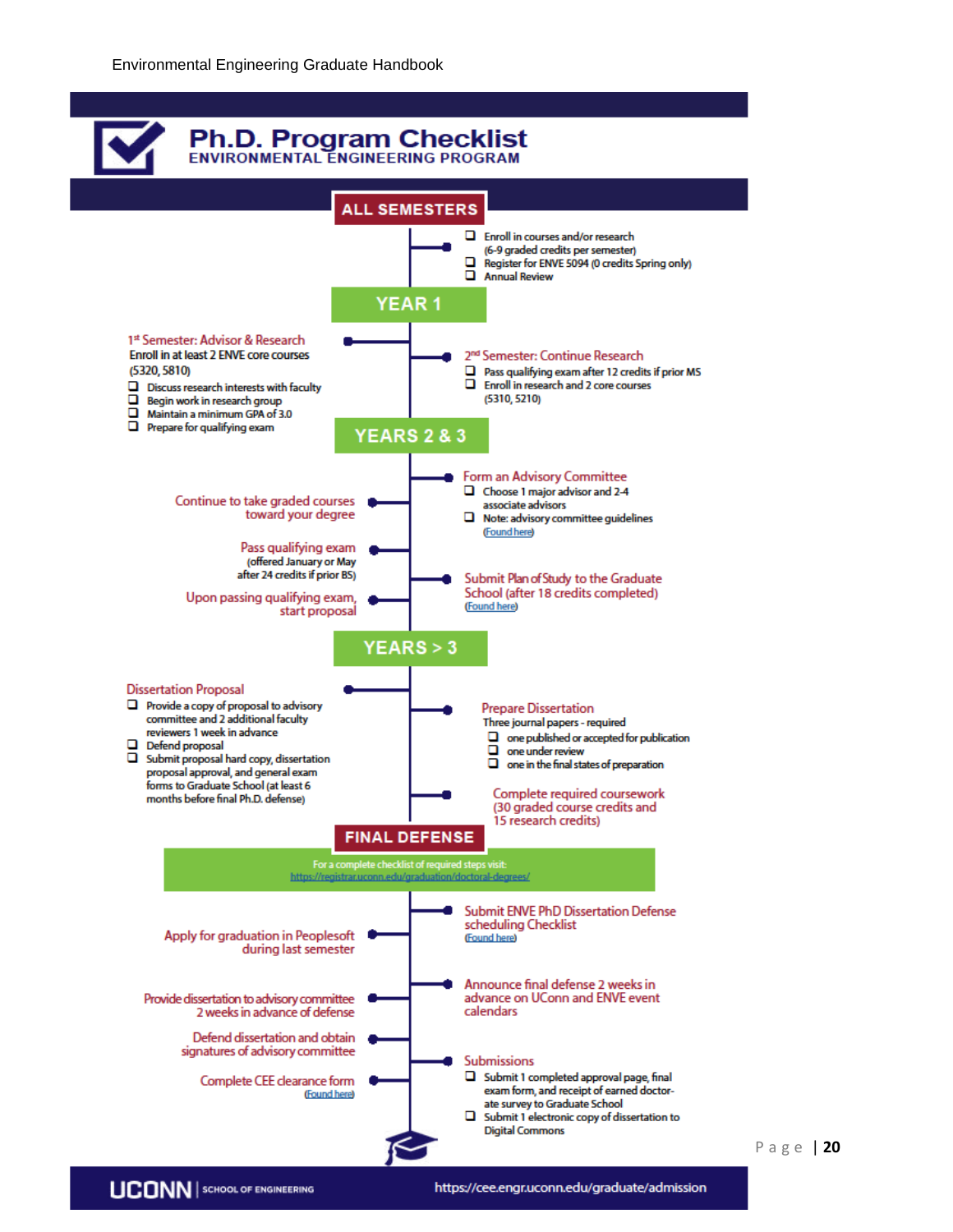# Ph.D. Program Checklist

## ENVIRONMENTAL ENGINEERING PROGRAM

### ALL SEMESTERS

- ❑ Enroll in courses and/or research (6-9 graded credits per semester)
- ❑ Register for ENVE 5094 (0 credits Spring only)
- ❑ Annual Review

### YEAR 1

**1st Semester: Advisor & Research**

Enroll in at least 2 ENVE core courses (5320, 5810)

- ❑ Discuss research interests with faculty
- ❑ Begin work in research group
- ❑ Maintain a minimum GPA of 3.0
- ❑ Prepare for qualifying exam

**2nd Semester: Continue Research**

- ❑ Pass qualifying exam after 12 credits if prior MS
- ❑ Enroll in research and 2 core courses (5310, 5210)

### YEARS 2 & 3

**Form an Advisory Committee**

- ❑ Choose 1 major advisor and 2-4 associate advisors
- ❑ Note: advisory committee guidelines (Found here)

**Continue to take graded courses toward your degree**

**Pass qualifying exam** (offered January or May after 24 credits if prior BS)

**Submit Plan of Study to the Graduate School (after 18 credits completed)** (Found here)

**Upon passing qualifying exam, start proposal**

### YEARS > 3

**Dissertation Proposal**

- ❑ Provide a copy of proposal to advisory committee and 2 additional faculty reviewers 1 week in advance
- ❑ Defend proposal
- ❑ Submit proposal hard copy, dissertation proposal approval, and general exam forms to Graduate School (at least 6 months before final Ph.D. defense)

**Prepare Dissertation**

Three journal papers - required

- ❑ one published or accepted for publication
- ❑ one under review
- ❑ one in the final states of preparation

**Complete required coursework (30 graded course credits and 15 research credits)**

### FINAL DEFENSE

For a complete checklist of required steps visit: https://registrar.uconn.edu/graduation/doctoral-degrees/

**Submit ENVE PhD Dissertation Defense scheduling Checklist** (Found here)

**Apply for graduation in Peoplesoft during last semester**

**Announce final defense 2 weeks in advance on UConn and ENVE event calendars**

**Provide dissertation to advisory committee 2 weeks in advance of defense**

**Defend dissertation and obtain signatures of advisory committee**

**Submissions**

- ❑ Submit 1 completed approval page, final exam form, and receipt of earned doctorate survey to Graduate School
- ❑ Submit 1 electronic copy of dissertation to Digital Commons

**Complete CEE clearance form** (Found here)

UCONN | SCHOOL OF ENGINEERING — https://cee.engr.uconn.edu/graduate/admission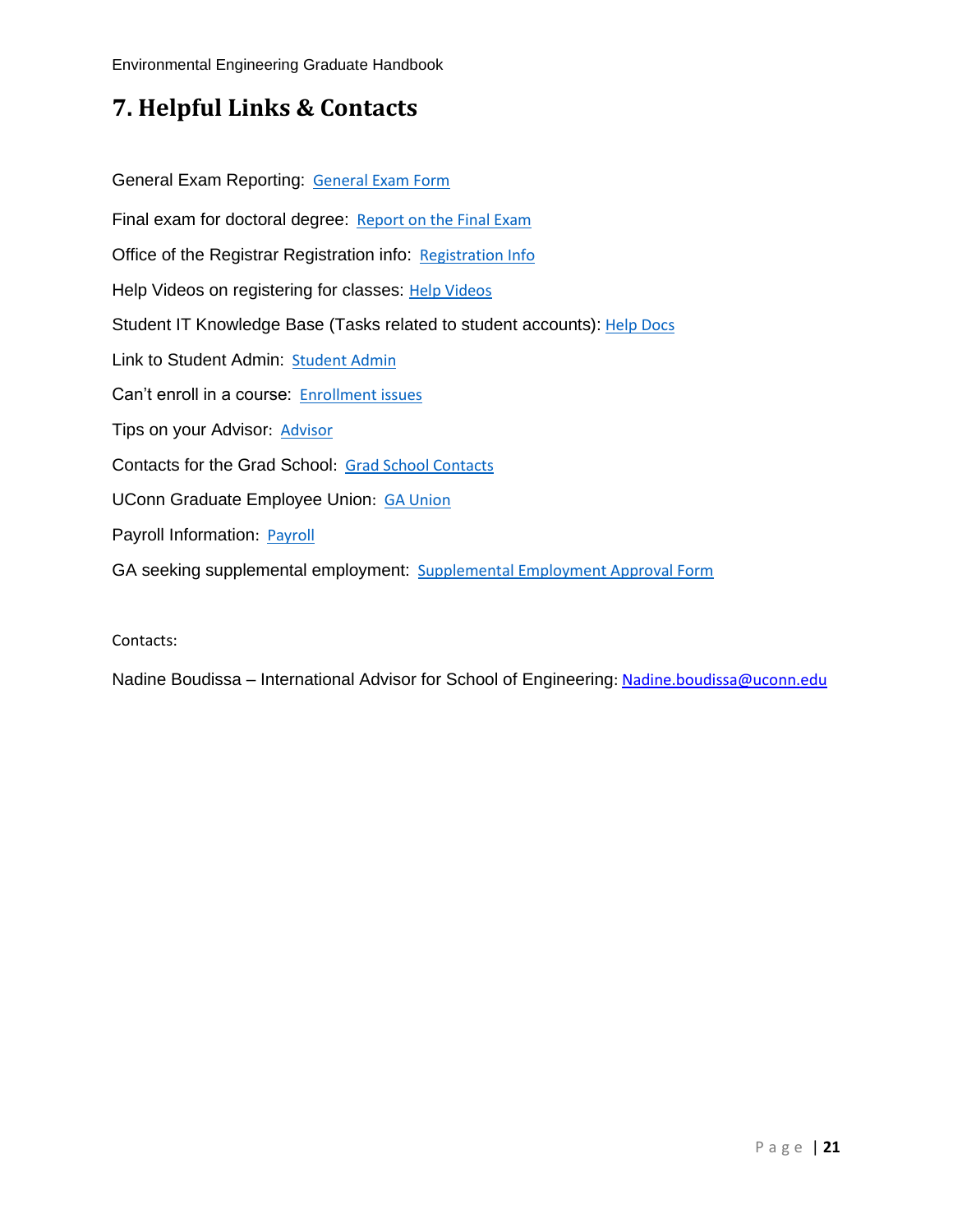# 7. Helpful Links & Contacts

General Exam Reporting: General Exam Form

Final exam for doctoral degree: Report on the Final Exam

Office of the Registrar Registration info: Registration Info

Help Videos on registering for classes: Help Videos

Student IT Knowledge Base (Tasks related to student accounts): Help Docs

Link to Student Admin: Student Admin

Can't enroll in a course: Enrollment issues

Tips on your Advisor: Advisor

Contacts for the Grad School: Grad School Contacts

UConn Graduate Employee Union: GA Union

Payroll Information: Payroll

GA seeking supplemental employment: Supplemental Employment Approval Form

Contacts:

Nadine Boudissa – International Advisor for School of Engineering: Nadine.boudissa@uconn.edu